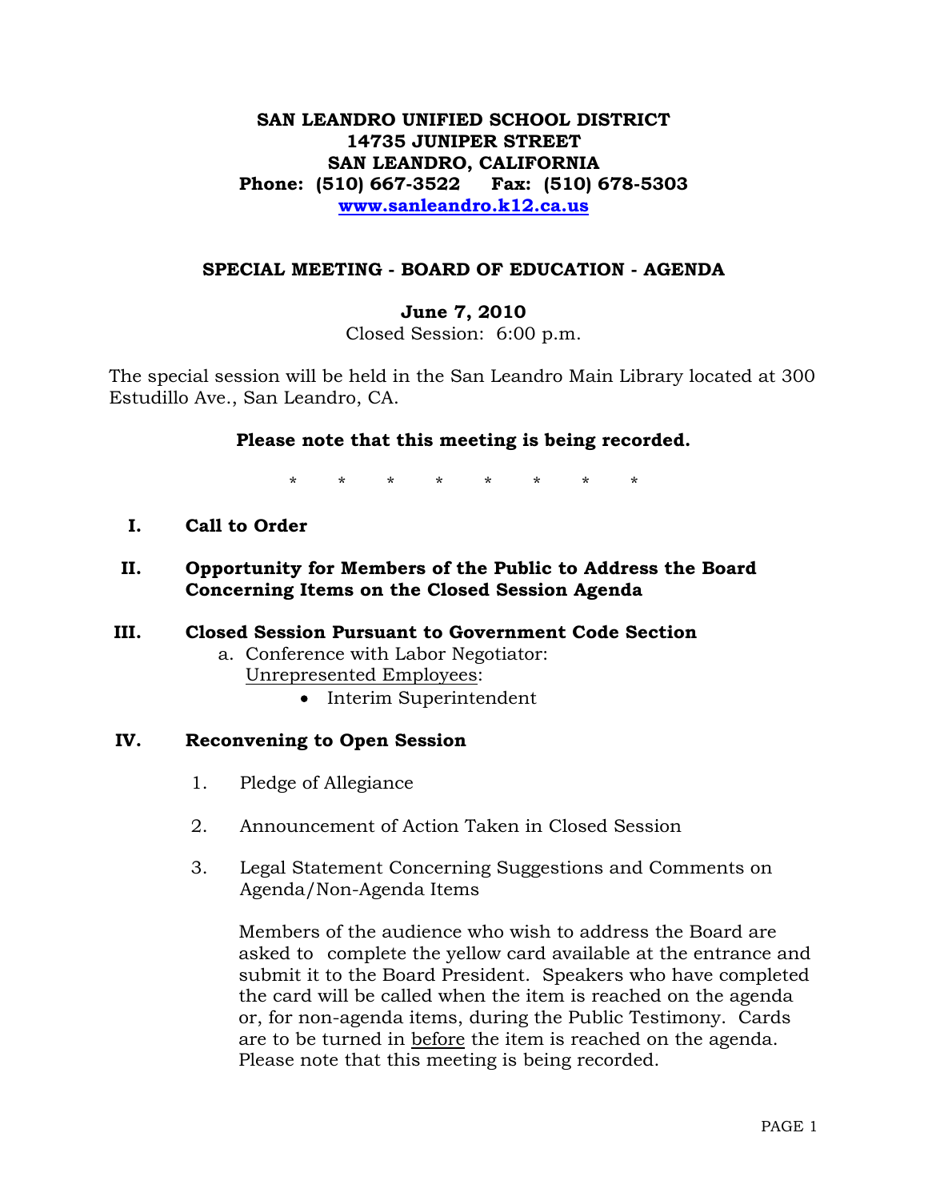**SAN LEANDRO UNIFIED SCHOOL DISTRICT**
**14735 JUNIPER STREET**
**SAN LEANDRO, CALIFORNIA**
**Phone: (510) 667-3522 Fax: (510) 678-5303**
**www.sanleandro.k12.ca.us**

## SPECIAL MEETING - BOARD OF EDUCATION - AGENDA

**June 7, 2010**

Closed Session: 6:00 p.m.

The special session will be held in the San Leandro Main Library located at 300 Estudillo Ave., San Leandro, CA.

**Please note that this meeting is being recorded.**

\* \* \* \* \* \* \* \*

**I. Call to Order**

**II. Opportunity for Members of the Public to Address the Board Concerning Items on the Closed Session Agenda**

**III. Closed Session Pursuant to Government Code Section**

a. Conference with Labor Negotiator:
Unrepresented Employees:
- Interim Superintendent

**IV. Reconvening to Open Session**

1. Pledge of Allegiance

2. Announcement of Action Taken in Closed Session

3. Legal Statement Concerning Suggestions and Comments on Agenda/Non-Agenda Items

   Members of the audience who wish to address the Board are asked to complete the yellow card available at the entrance and submit it to the Board President. Speakers who have completed the card will be called when the item is reached on the agenda or, for non-agenda items, during the Public Testimony. Cards are to be turned in before the item is reached on the agenda. Please note that this meeting is being recorded.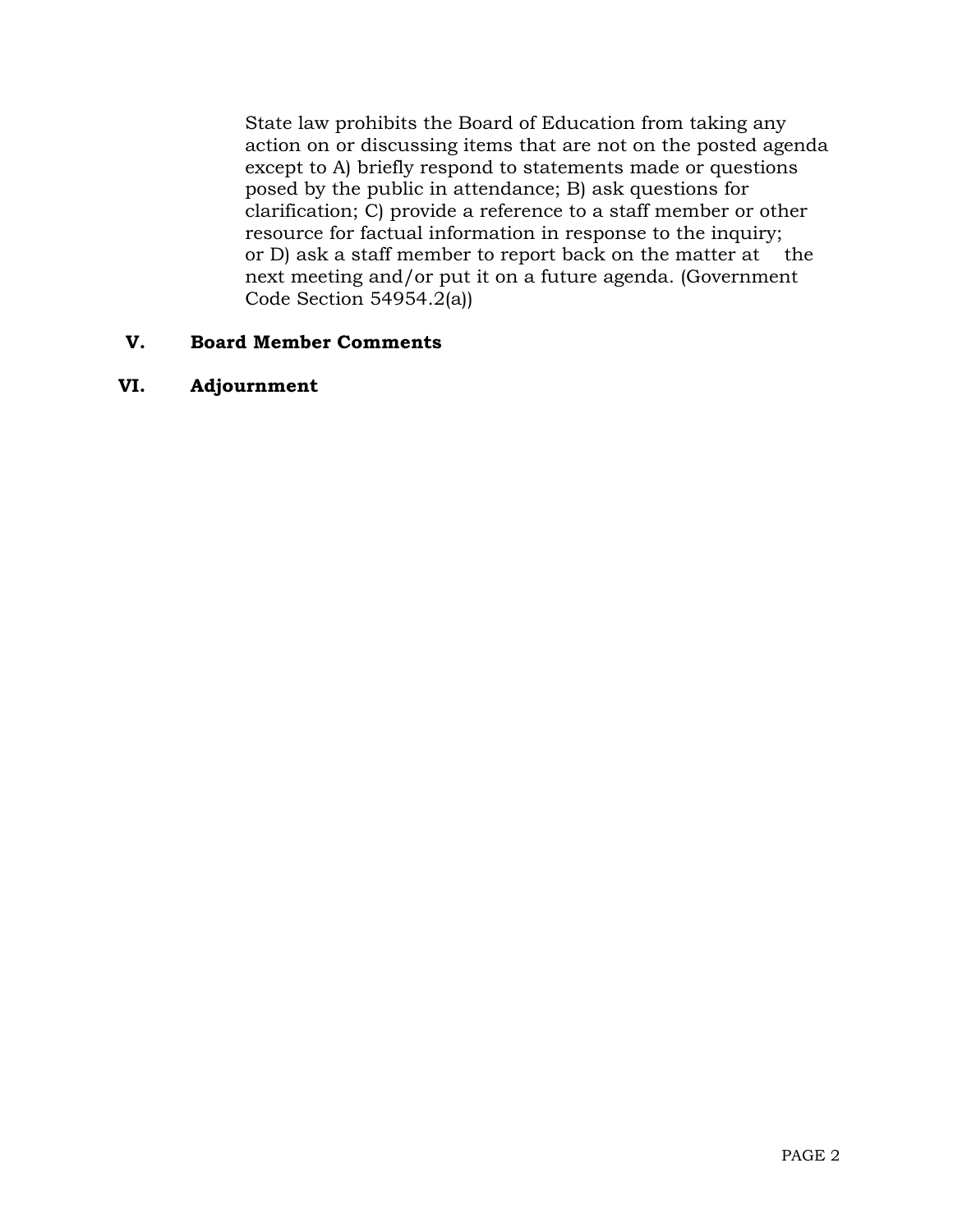State law prohibits the Board of Education from taking any action on or discussing items that are not on the posted agenda except to A) briefly respond to statements made or questions posed by the public in attendance; B) ask questions for clarification; C) provide a reference to a staff member or other resource for factual information in response to the inquiry; or D) ask a staff member to report back on the matter at the next meeting and/or put it on a future agenda. (Government Code Section 54954.2(a))

**V. Board Member Comments**

**VI. Adjournment**